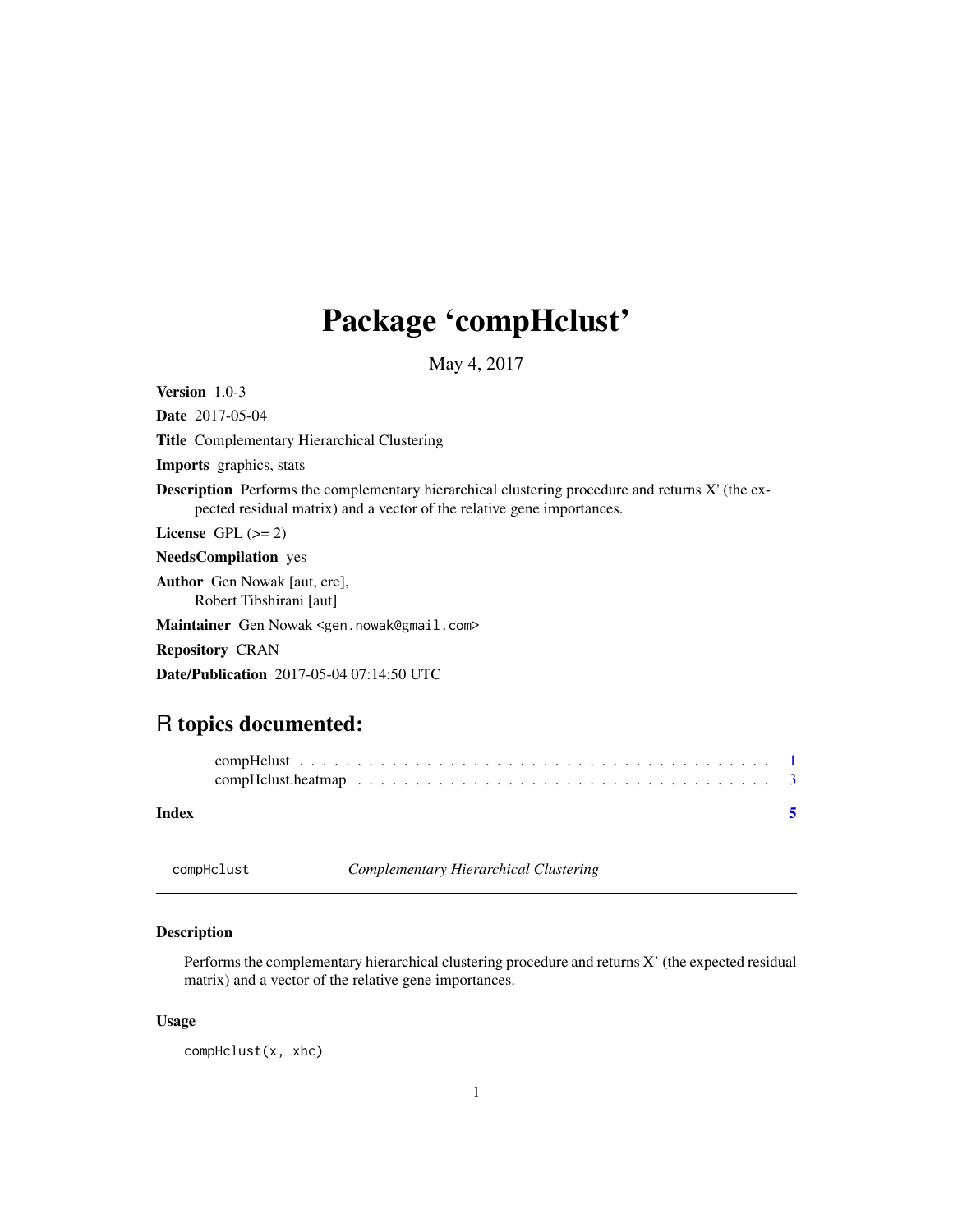# Package 'compHclust'

May 4, 2017

**Version** 1.0-3

**Date** 2017-05-04

**Title** Complementary Hierarchical Clustering

**Imports** graphics, stats

**Description** Performs the complementary hierarchical clustering procedure and returns X' (the expected residual matrix) and a vector of the relative gene importances.

**License** GPL (>= 2)

**NeedsCompilation** yes

**Author** Gen Nowak [aut, cre],
Robert Tibshirani [aut]

**Maintainer** Gen Nowak <gen.nowak@gmail.com>

**Repository** CRAN

**Date/Publication** 2017-05-04 07:14:50 UTC

## R topics documented:

compHclust . . . . . . . . . . . . . . . . . . . . . . . . . . . . . . . . . . . . . . . . . 1
compHclust.heatmap . . . . . . . . . . . . . . . . . . . . . . . . . . . . . . . . . . . 3

**Index** 5

---

compHclust *Complementary Hierarchical Clustering*

---

### Description

Performs the complementary hierarchical clustering procedure and returns X' (the expected residual matrix) and a vector of the relative gene importances.

### Usage

```
compHclust(x, xhc)
```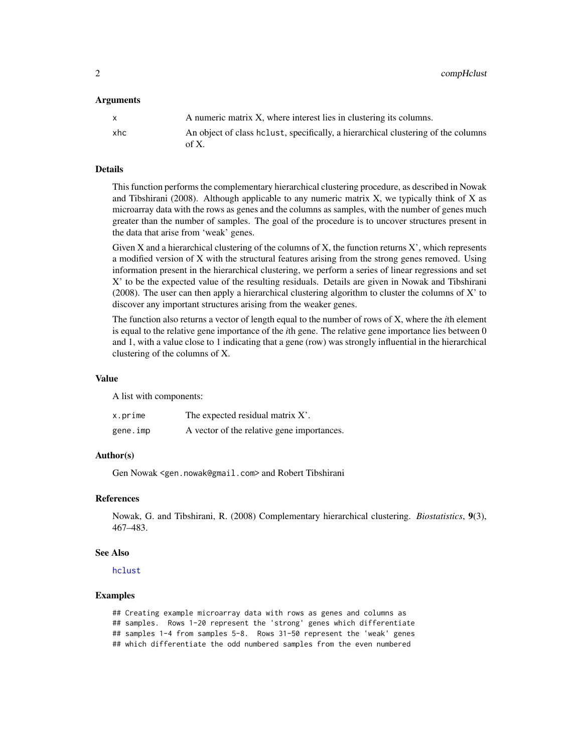## Arguments

| | |
|---|---|
| `x` | A numeric matrix X, where interest lies in clustering its columns. |
| `xhc` | An object of class `hclust`, specifically, a hierarchical clustering of the columns of X. |

## Details

This function performs the complementary hierarchical clustering procedure, as described in Nowak and Tibshirani (2008). Although applicable to any numeric matrix X, we typically think of X as microarray data with the rows as genes and the columns as samples, with the number of genes much greater than the number of samples. The goal of the procedure is to uncover structures present in the data that arise from 'weak' genes.

Given X and a hierarchical clustering of the columns of X, the function returns X', which represents a modified version of X with the structural features arising from the strong genes removed. Using information present in the hierarchical clustering, we perform a series of linear regressions and set X' to be the expected value of the resulting residuals. Details are given in Nowak and Tibshirani (2008). The user can then apply a hierarchical clustering algorithm to cluster the columns of X' to discover any important structures arising from the weaker genes.

The function also returns a vector of length equal to the number of rows of X, where the *i*th element is equal to the relative gene importance of the *i*th gene. The relative gene importance lies between 0 and 1, with a value close to 1 indicating that a gene (row) was strongly influential in the hierarchical clustering of the columns of X.

## Value

A list with components:

| | |
|---|---|
| `x.prime` | The expected residual matrix X'. |
| `gene.imp` | A vector of the relative gene importances. |

## Author(s)

Gen Nowak <`gen.nowak@gmail.com`> and Robert Tibshirani

## References

Nowak, G. and Tibshirani, R. (2008) Complementary hierarchical clustering. *Biostatistics*, **9**(3), 467–483.

## See Also

`hclust`

## Examples

```
## Creating example microarray data with rows as genes and columns as
## samples.  Rows 1-20 represent the 'strong' genes which differentiate
## samples 1-4 from samples 5-8.  Rows 31-50 represent the 'weak' genes
## which differentiate the odd numbered samples from the even numbered
```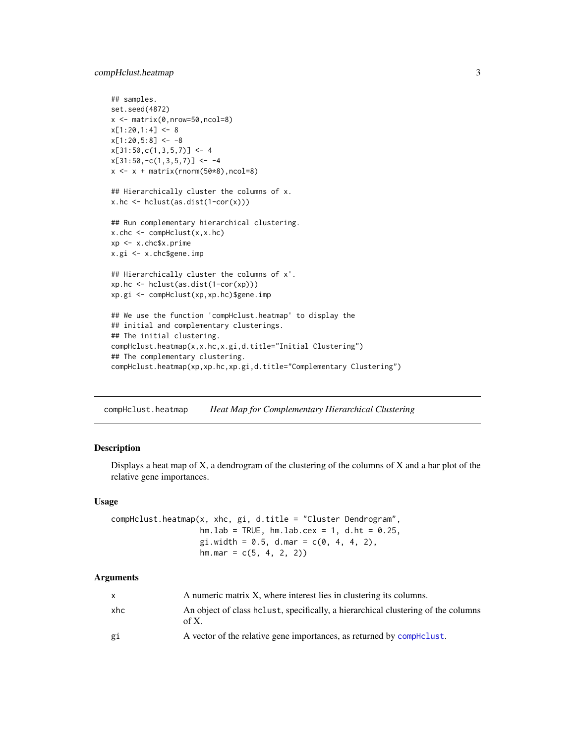```
## samples.
set.seed(4872)
x <- matrix(0,nrow=50,ncol=8)
x[1:20,1:4] <- 8
x[1:20,5:8] <- -8
x[31:50,c(1,3,5,7)] <- 4
x[31:50,-c(1,3,5,7)] <- -4
x <- x + matrix(rnorm(50*8),ncol=8)

## Hierarchically cluster the columns of x.
x.hc <- hclust(as.dist(1-cor(x)))

## Run complementary hierarchical clustering.
x.chc <- compHclust(x,x.hc)
xp <- x.chc$x.prime
x.gi <- x.chc$gene.imp

## Hierarchically cluster the columns of x'.
xp.hc <- hclust(as.dist(1-cor(xp)))
xp.gi <- compHclust(xp,xp.hc)$gene.imp

## We use the function 'compHclust.heatmap' to display the
## initial and complementary clusterings.
## The initial clustering.
compHclust.heatmap(x,x.hc,x.gi,d.title="Initial Clustering")
## The complementary clustering.
compHclust.heatmap(xp,xp.hc,xp.gi,d.title="Complementary Clustering")
```

---

`compHclust.heatmap` *Heat Map for Complementary Hierarchical Clustering*

---

## Description

Displays a heat map of X, a dendrogram of the clustering of the columns of X and a bar plot of the relative gene importances.

## Usage

```
compHclust.heatmap(x, xhc, gi, d.title = "Cluster Dendrogram",
                   hm.lab = TRUE, hm.lab.cex = 1, d.ht = 0.25,
                   gi.width = 0.5, d.mar = c(0, 4, 4, 2),
                   hm.mar = c(5, 4, 2, 2))
```

## Arguments

| | |
|---|---|
| `x` | A numeric matrix X, where interest lies in clustering its columns. |
| `xhc` | An object of class `hclust`, specifically, a hierarchical clustering of the columns of X. |
| `gi` | A vector of the relative gene importances, as returned by `compHclust`. |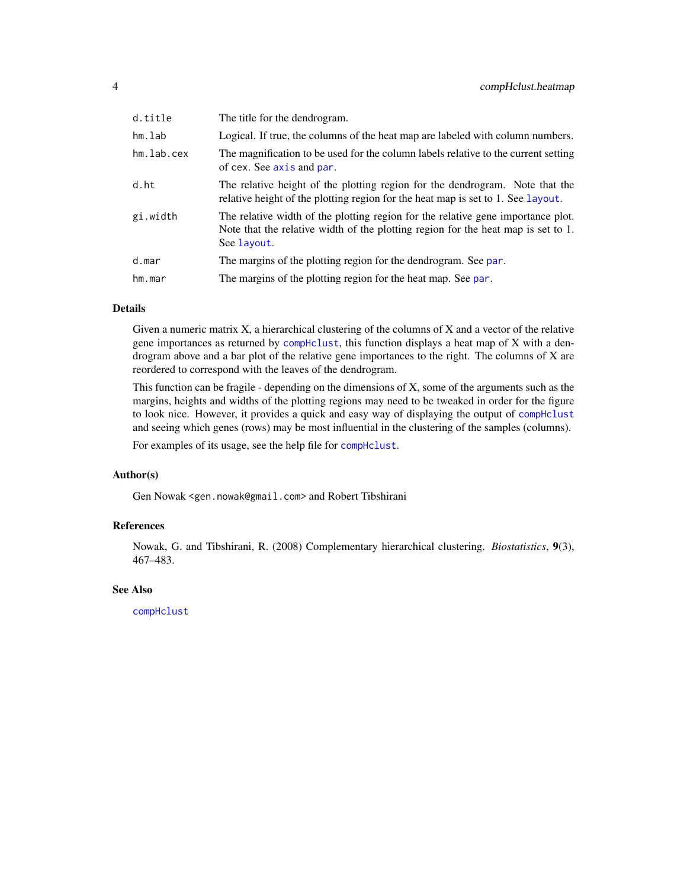| | |
|---|---|
| `d.title` | The title for the dendrogram. |
| `hm.lab` | Logical. If true, the columns of the heat map are labeled with column numbers. |
| `hm.lab.cex` | The magnification to be used for the column labels relative to the current setting of `cex`. See `axis` and `par`. |
| `d.ht` | The relative height of the plotting region for the dendrogram. Note that the relative height of the plotting region for the heat map is set to 1. See `layout`. |
| `gi.width` | The relative width of the plotting region for the relative gene importance plot. Note that the relative width of the plotting region for the heat map is set to 1. See `layout`. |
| `d.mar` | The margins of the plotting region for the dendrogram. See `par`. |
| `hm.mar` | The margins of the plotting region for the heat map. See `par`. |

## Details

Given a numeric matrix X, a hierarchical clustering of the columns of X and a vector of the relative gene importances as returned by `compHclust`, this function displays a heat map of X with a dendrogram above and a bar plot of the relative gene importances to the right. The columns of X are reordered to correspond with the leaves of the dendrogram.

This function can be fragile - depending on the dimensions of X, some of the arguments such as the margins, heights and widths of the plotting regions may need to be tweaked in order for the figure to look nice. However, it provides a quick and easy way of displaying the output of `compHclust` and seeing which genes (rows) may be most influential in the clustering of the samples (columns).

For examples of its usage, see the help file for `compHclust`.

## Author(s)

Gen Nowak <`gen.nowak@gmail.com`> and Robert Tibshirani

## References

Nowak, G. and Tibshirani, R. (2008) Complementary hierarchical clustering. *Biostatistics*, **9**(3), 467–483.

## See Also

`compHclust`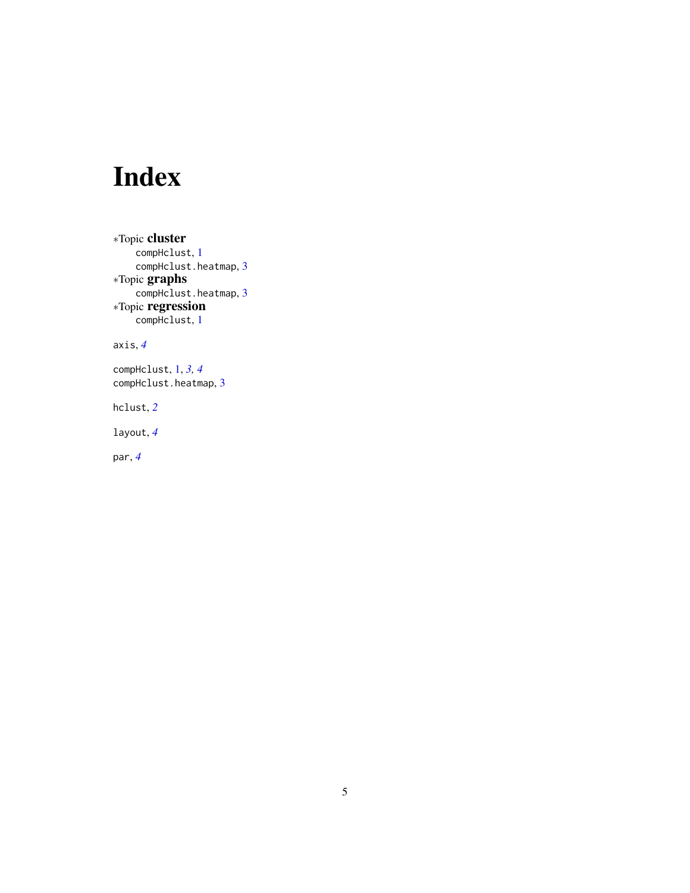# Index

*Topic **cluster**
  compHclust, 1
  compHclust.heatmap, 3

*Topic **graphs**
  compHclust.heatmap, 3

*Topic **regression**
  compHclust, 1

axis, *4*

compHclust, 1, *3, 4*
compHclust.heatmap, 3

hclust, *2*

layout, *4*

par, *4*